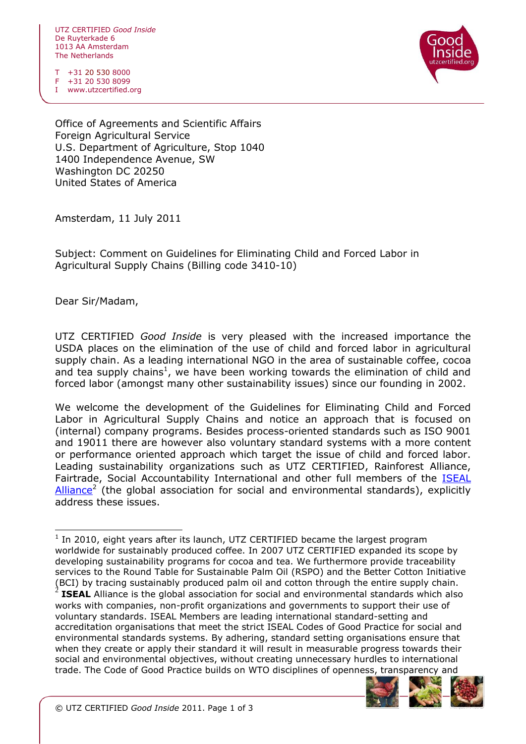UTZ CERTIFIED *Good Inside*
De Ruyterkade 6
1013 AA Amsterdam
The Netherlands

T +31 20 530 8000
F +31 20 530 8099
I www.utzcertified.org

Office of Agreements and Scientific Affairs
Foreign Agricultural Service
U.S. Department of Agriculture, Stop 1040
1400 Independence Avenue, SW
Washington DC 20250
United States of America

Amsterdam, 11 July 2011

Subject: Comment on Guidelines for Eliminating Child and Forced Labor in Agricultural Supply Chains (Billing code 3410-10)

Dear Sir/Madam,

UTZ CERTIFIED *Good Inside* is very pleased with the increased importance the USDA places on the elimination of the use of child and forced labor in agricultural supply chain. As a leading international NGO in the area of sustainable coffee, cocoa and tea supply chains[1], we have been working towards the elimination of child and forced labor (amongst many other sustainability issues) since our founding in 2002.

We welcome the development of the Guidelines for Eliminating Child and Forced Labor in Agricultural Supply Chains and notice an approach that is focused on (internal) company programs. Besides process-oriented standards such as ISO 9001 and 19011 there are however also voluntary standard systems with a more content or performance oriented approach which target the issue of child and forced labor. Leading sustainability organizations such as UTZ CERTIFIED, Rainforest Alliance, Fairtrade, Social Accountability International and other full members of the ISEAL Alliance[2] (the global association for social and environmental standards), explicitly address these issues.

[1] In 2010, eight years after its launch, UTZ CERTIFIED became the largest program worldwide for sustainably produced coffee. In 2007 UTZ CERTIFIED expanded its scope by developing sustainability programs for cocoa and tea. We furthermore provide traceability services to the Round Table for Sustainable Palm Oil (RSPO) and the Better Cotton Initiative (BCI) by tracing sustainably produced palm oil and cotton through the entire supply chain.

[2] **ISEAL** Alliance is the global association for social and environmental standards which also works with companies, non-profit organizations and governments to support their use of voluntary standards. ISEAL Members are leading international standard-setting and accreditation organisations that meet the strict ISEAL Codes of Good Practice for social and environmental standards systems. By adhering, standard setting organisations ensure that when they create or apply their standard it will result in measurable progress towards their social and environmental objectives, without creating unnecessary hurdles to international trade. The Code of Good Practice builds on WTO disciplines of openness, transparency and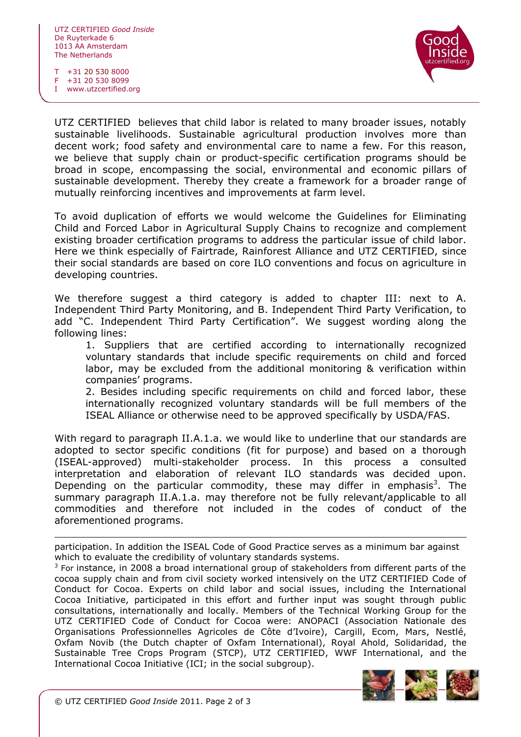UTZ CERTIFIED believes that child labor is related to many broader issues, notably sustainable livelihoods. Sustainable agricultural production involves more than decent work; food safety and environmental care to name a few. For this reason, we believe that supply chain or product-specific certification programs should be broad in scope, encompassing the social, environmental and economic pillars of sustainable development. Thereby they create a framework for a broader range of mutually reinforcing incentives and improvements at farm level.

To avoid duplication of efforts we would welcome the Guidelines for Eliminating Child and Forced Labor in Agricultural Supply Chains to recognize and complement existing broader certification programs to address the particular issue of child labor. Here we think especially of Fairtrade, Rainforest Alliance and UTZ CERTIFIED, since their social standards are based on core ILO conventions and focus on agriculture in developing countries.

We therefore suggest a third category is added to chapter III: next to A. Independent Third Party Monitoring, and B. Independent Third Party Verification, to add "C. Independent Third Party Certification". We suggest wording along the following lines:

1. Suppliers that are certified according to internationally recognized voluntary standards that include specific requirements on child and forced labor, may be excluded from the additional monitoring & verification within companies' programs.
2. Besides including specific requirements on child and forced labor, these internationally recognized voluntary standards will be full members of the ISEAL Alliance or otherwise need to be approved specifically by USDA/FAS.

With regard to paragraph II.A.1.a. we would like to underline that our standards are adopted to sector specific conditions (fit for purpose) and based on a thorough (ISEAL-approved) multi-stakeholder process. In this process a consulted interpretation and elaboration of relevant ILO standards was decided upon. Depending on the particular commodity, these may differ in emphasis[3]. The summary paragraph II.A.1.a. may therefore not be fully relevant/applicable to all commodities and therefore not included in the codes of conduct of the aforementioned programs.

---

participation. In addition the ISEAL Code of Good Practice serves as a minimum bar against which to evaluate the credibility of voluntary standards systems.

[3] For instance, in 2008 a broad international group of stakeholders from different parts of the cocoa supply chain and from civil society worked intensively on the UTZ CERTIFIED Code of Conduct for Cocoa. Experts on child labor and social issues, including the International Cocoa Initiative, participated in this effort and further input was sought through public consultations, internationally and locally. Members of the Technical Working Group for the UTZ CERTIFIED Code of Conduct for Cocoa were: ANOPACI (Association Nationale des Organisations Professionnelles Agricoles de Côte d'Ivoire), Cargill, Ecom, Mars, Nestlé, Oxfam Novib (the Dutch chapter of Oxfam International), Royal Ahold, Solidaridad, the Sustainable Tree Crops Program (STCP), UTZ CERTIFIED, WWF International, and the International Cocoa Initiative (ICI; in the social subgroup).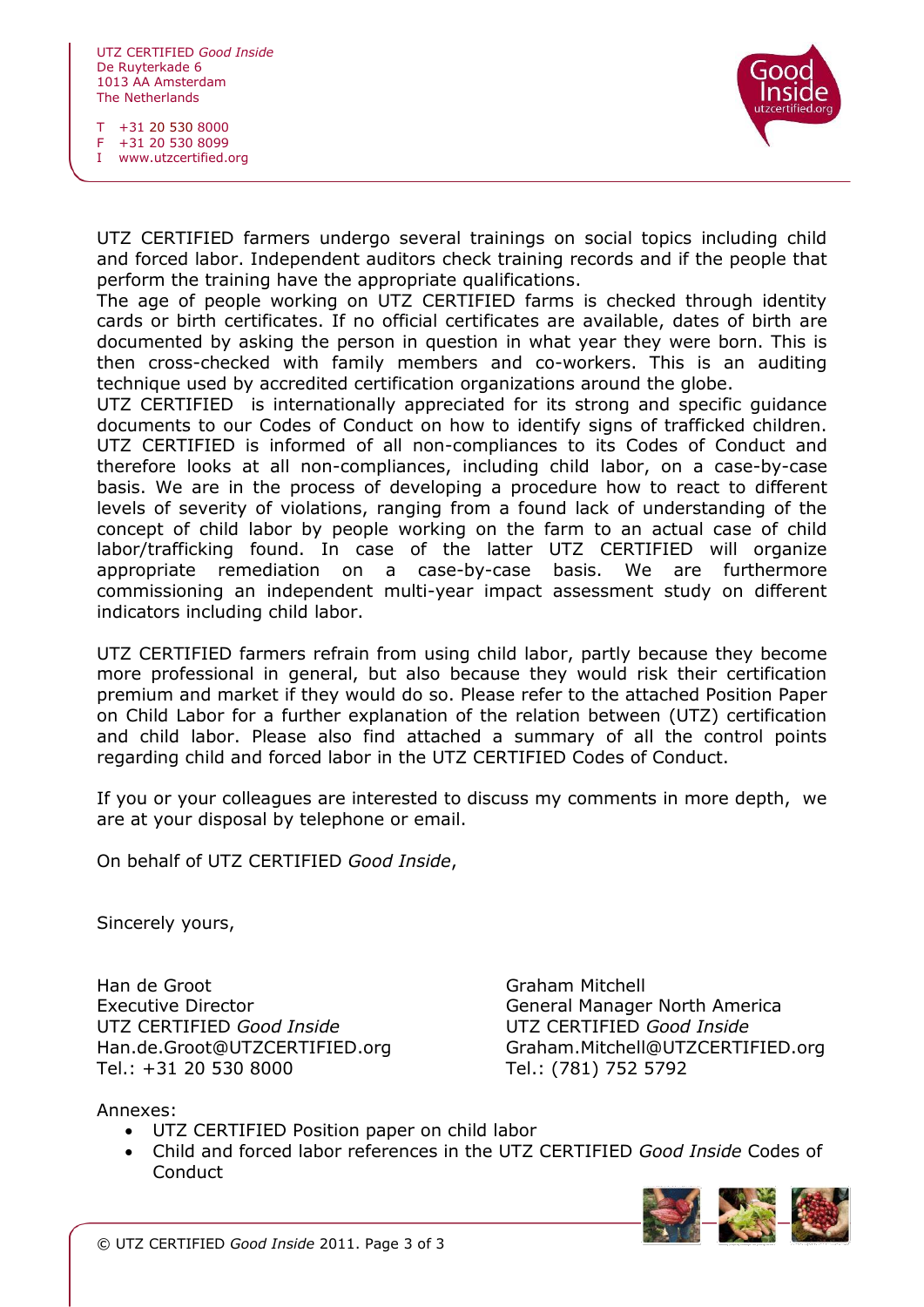UTZ CERTIFIED *Good Inside*
De Ruyterkade 6
1013 AA Amsterdam
The Netherlands

T +31 20 530 8000
F +31 20 530 8099
I www.utzcertified.org

UTZ CERTIFIED farmers undergo several trainings on social topics including child and forced labor. Independent auditors check training records and if the people that perform the training have the appropriate qualifications.
The age of people working on UTZ CERTIFIED farms is checked through identity cards or birth certificates. If no official certificates are available, dates of birth are documented by asking the person in question in what year they were born. This is then cross-checked with family members and co-workers. This is an auditing technique used by accredited certification organizations around the globe.
UTZ CERTIFIED is internationally appreciated for its strong and specific guidance documents to our Codes of Conduct on how to identify signs of trafficked children. UTZ CERTIFIED is informed of all non-compliances to its Codes of Conduct and therefore looks at all non-compliances, including child labor, on a case-by-case basis. We are in the process of developing a procedure how to react to different levels of severity of violations, ranging from a found lack of understanding of the concept of child labor by people working on the farm to an actual case of child labor/trafficking found. In case of the latter UTZ CERTIFIED will organize appropriate remediation on a case-by-case basis. We are furthermore commissioning an independent multi-year impact assessment study on different indicators including child labor.

UTZ CERTIFIED farmers refrain from using child labor, partly because they become more professional in general, but also because they would risk their certification premium and market if they would do so. Please refer to the attached Position Paper on Child Labor for a further explanation of the relation between (UTZ) certification and child labor. Please also find attached a summary of all the control points regarding child and forced labor in the UTZ CERTIFIED Codes of Conduct.

If you or your colleagues are interested to discuss my comments in more depth, we are at your disposal by telephone or email.

On behalf of UTZ CERTIFIED *Good Inside*,

Sincerely yours,

Han de Groot
Executive Director
UTZ CERTIFIED *Good Inside*
Han.de.Groot@UTZCERTIFIED.org
Tel.: +31 20 530 8000

Graham Mitchell
General Manager North America
UTZ CERTIFIED *Good Inside*
Graham.Mitchell@UTZCERTIFIED.org
Tel.: (781) 752 5792

Annexes:

- UTZ CERTIFIED Position paper on child labor
- Child and forced labor references in the UTZ CERTIFIED *Good Inside* Codes of Conduct

© UTZ CERTIFIED *Good Inside* 2011.